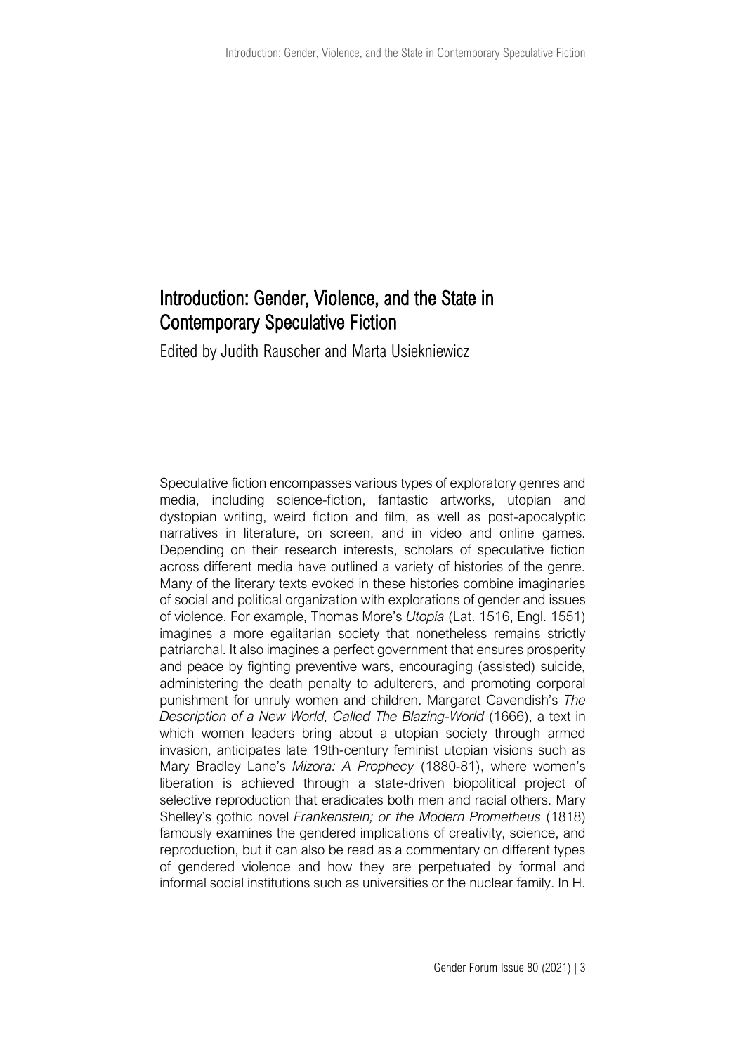# Introduction: Gender, Violence, and the State in Contemporary Speculative Fiction

Edited by Judith Rauscher and Marta Usiekniewicz

Speculative fiction encompasses various types of exploratory genres and media, including science-fiction, fantastic artworks, utopian and dystopian writing, weird fiction and film, as well as post-apocalyptic narratives in literature, on screen, and in video and online games. Depending on their research interests, scholars of speculative fiction across different media have outlined a variety of histories of the genre. Many of the literary texts evoked in these histories combine imaginaries of social and political organization with explorations of gender and issues of violence. For example, Thomas More's *Utopia* (Lat. 1516, Engl. 1551) imagines a more egalitarian society that nonetheless remains strictly patriarchal. It also imagines a perfect government that ensures prosperity and peace by fighting preventive wars, encouraging (assisted) suicide, administering the death penalty to adulterers, and promoting corporal punishment for unruly women and children. Margaret Cavendish's *The Description of a New World, Called The Blazing-World* (1666), a text in which women leaders bring about a utopian society through armed invasion, anticipates late 19th-century feminist utopian visions such as Mary Bradley Lane's *Mizora: A Prophecy* (1880-81), where women's liberation is achieved through a state-driven biopolitical project of selective reproduction that eradicates both men and racial others. Mary Shelley's gothic novel *Frankenstein; or the Modern Prometheus* (1818) famously examines the gendered implications of creativity, science, and reproduction, but it can also be read as a commentary on different types of gendered violence and how they are perpetuated by formal and informal social institutions such as universities or the nuclear family. In H.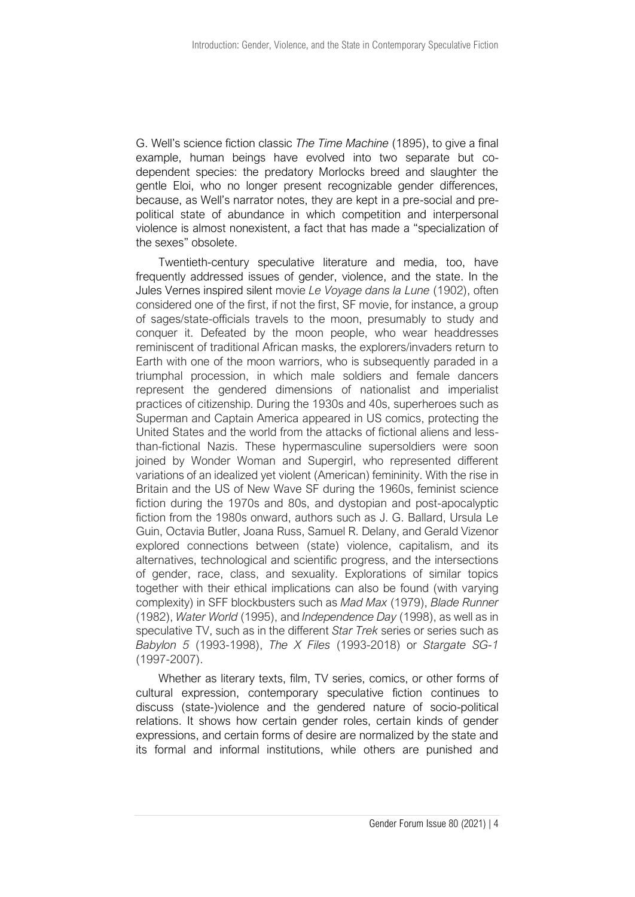G. Well's science fiction classic *The Time Machine* (1895), to give a final example, human beings have evolved into two separate but co-dependent species: the predatory Morlocks breed and slaughter the gentle Eloi, who no longer present recognizable gender differences, because, as Well's narrator notes, they are kept in a pre-social and pre-political state of abundance in which competition and interpersonal violence is almost nonexistent, a fact that has made a "specialization of the sexes" obsolete.

Twentieth-century speculative literature and media, too, have frequently addressed issues of gender, violence, and the state. In the Jules Vernes inspired silent movie *Le Voyage dans la Lune* (1902), often considered one of the first, if not the first, SF movie, for instance, a group of sages/state-officials travels to the moon, presumably to study and conquer it. Defeated by the moon people, who wear headdresses reminiscent of traditional African masks, the explorers/invaders return to Earth with one of the moon warriors, who is subsequently paraded in a triumphal procession, in which male soldiers and female dancers represent the gendered dimensions of nationalist and imperialist practices of citizenship. During the 1930s and 40s, superheroes such as Superman and Captain America appeared in US comics, protecting the United States and the world from the attacks of fictional aliens and less-than-fictional Nazis. These hypermasculine supersoldiers were soon joined by Wonder Woman and Supergirl, who represented different variations of an idealized yet violent (American) femininity. With the rise in Britain and the US of New Wave SF during the 1960s, feminist science fiction during the 1970s and 80s, and dystopian and post-apocalyptic fiction from the 1980s onward, authors such as J. G. Ballard, Ursula Le Guin, Octavia Butler, Joana Russ, Samuel R. Delany, and Gerald Vizenor explored connections between (state) violence, capitalism, and its alternatives, technological and scientific progress, and the intersections of gender, race, class, and sexuality. Explorations of similar topics together with their ethical implications can also be found (with varying complexity) in SFF blockbusters such as *Mad Max* (1979), *Blade Runner* (1982), *Water World* (1995), and *Independence Day* (1998), as well as in speculative TV, such as in the different *Star Trek* series or series such as *Babylon 5* (1993-1998), *The X Files* (1993-2018) or *Stargate SG-1* (1997-2007).

Whether as literary texts, film, TV series, comics, or other forms of cultural expression, contemporary speculative fiction continues to discuss (state-)violence and the gendered nature of socio-political relations. It shows how certain gender roles, certain kinds of gender expressions, and certain forms of desire are normalized by the state and its formal and informal institutions, while others are punished and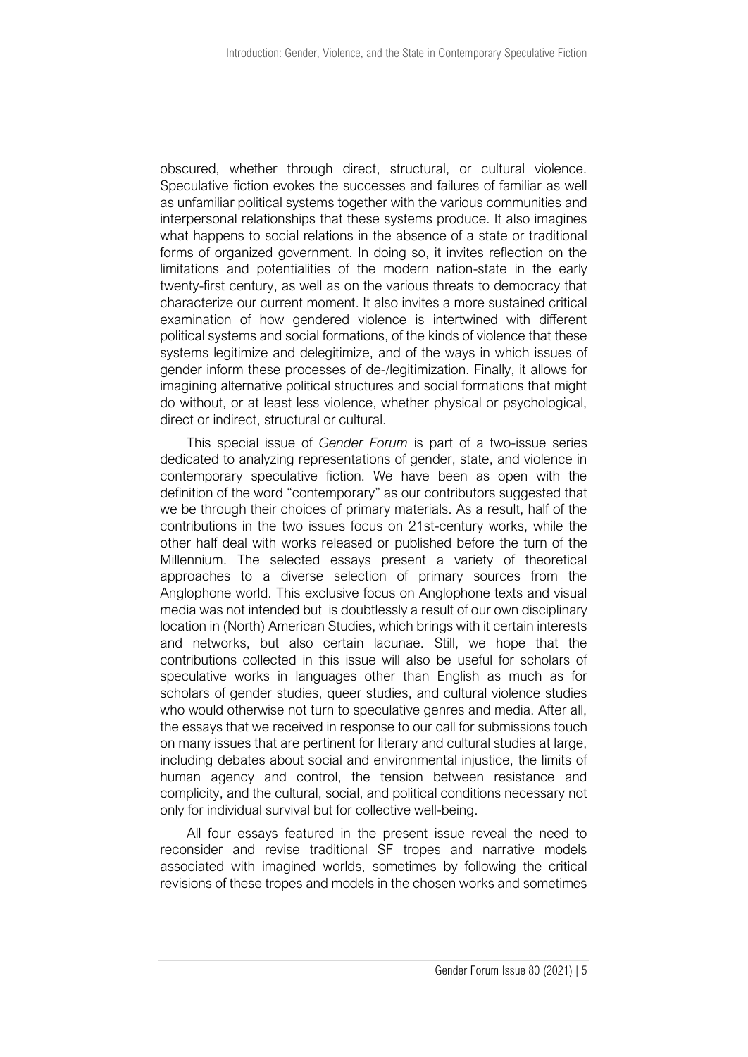obscured, whether through direct, structural, or cultural violence. Speculative fiction evokes the successes and failures of familiar as well as unfamiliar political systems together with the various communities and interpersonal relationships that these systems produce. It also imagines what happens to social relations in the absence of a state or traditional forms of organized government. In doing so, it invites reflection on the limitations and potentialities of the modern nation-state in the early twenty-first century, as well as on the various threats to democracy that characterize our current moment. It also invites a more sustained critical examination of how gendered violence is intertwined with different political systems and social formations, of the kinds of violence that these systems legitimize and delegitimize, and of the ways in which issues of gender inform these processes of de-/legitimization. Finally, it allows for imagining alternative political structures and social formations that might do without, or at least less violence, whether physical or psychological, direct or indirect, structural or cultural.

This special issue of *Gender Forum* is part of a two-issue series dedicated to analyzing representations of gender, state, and violence in contemporary speculative fiction. We have been as open with the definition of the word "contemporary" as our contributors suggested that we be through their choices of primary materials. As a result, half of the contributions in the two issues focus on 21st-century works, while the other half deal with works released or published before the turn of the Millennium. The selected essays present a variety of theoretical approaches to a diverse selection of primary sources from the Anglophone world. This exclusive focus on Anglophone texts and visual media was not intended but is doubtlessly a result of our own disciplinary location in (North) American Studies, which brings with it certain interests and networks, but also certain lacunae. Still, we hope that the contributions collected in this issue will also be useful for scholars of speculative works in languages other than English as much as for scholars of gender studies, queer studies, and cultural violence studies who would otherwise not turn to speculative genres and media. After all, the essays that we received in response to our call for submissions touch on many issues that are pertinent for literary and cultural studies at large, including debates about social and environmental injustice, the limits of human agency and control, the tension between resistance and complicity, and the cultural, social, and political conditions necessary not only for individual survival but for collective well-being.

All four essays featured in the present issue reveal the need to reconsider and revise traditional SF tropes and narrative models associated with imagined worlds, sometimes by following the critical revisions of these tropes and models in the chosen works and sometimes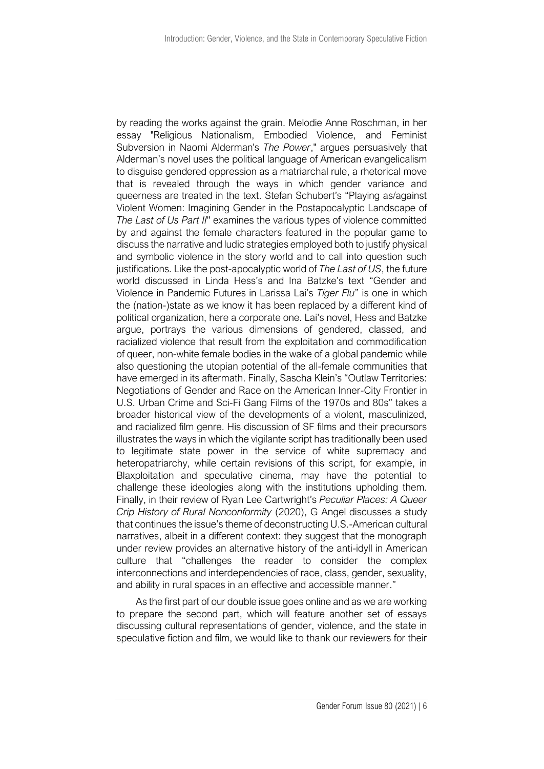by reading the works against the grain. Melodie Anne Roschman, in her essay "Religious Nationalism, Embodied Violence, and Feminist Subversion in Naomi Alderman's *The Power*," argues persuasively that Alderman's novel uses the political language of American evangelicalism to disguise gendered oppression as a matriarchal rule, a rhetorical move that is revealed through the ways in which gender variance and queerness are treated in the text. Stefan Schubert's "Playing as/against Violent Women: Imagining Gender in the Postapocalyptic Landscape of *The Last of Us Part II*" examines the various types of violence committed by and against the female characters featured in the popular game to discuss the narrative and ludic strategies employed both to justify physical and symbolic violence in the story world and to call into question such justifications. Like the post-apocalyptic world of *The Last of US*, the future world discussed in Linda Hess's and Ina Batzke's text "Gender and Violence in Pandemic Futures in Larissa Lai's *Tiger Flu*" is one in which the (nation-)state as we know it has been replaced by a different kind of political organization, here a corporate one. Lai's novel, Hess and Batzke argue, portrays the various dimensions of gendered, classed, and racialized violence that result from the exploitation and commodification of queer, non-white female bodies in the wake of a global pandemic while also questioning the utopian potential of the all-female communities that have emerged in its aftermath. Finally, Sascha Klein's "Outlaw Territories: Negotiations of Gender and Race on the American Inner-City Frontier in U.S. Urban Crime and Sci-Fi Gang Films of the 1970s and 80s" takes a broader historical view of the developments of a violent, masculinized, and racialized film genre. His discussion of SF films and their precursors illustrates the ways in which the vigilante script has traditionally been used to legitimate state power in the service of white supremacy and heteropatriarchy, while certain revisions of this script, for example, in Blaxploitation and speculative cinema, may have the potential to challenge these ideologies along with the institutions upholding them. Finally, in their review of Ryan Lee Cartwright's *Peculiar Places: A Queer Crip History of Rural Nonconformity* (2020), G Angel discusses a study that continues the issue's theme of deconstructing U.S.-American cultural narratives, albeit in a different context: they suggest that the monograph under review provides an alternative history of the anti-idyll in American culture that "challenges the reader to consider the complex interconnections and interdependencies of race, class, gender, sexuality, and ability in rural spaces in an effective and accessible manner."

As the first part of our double issue goes online and as we are working to prepare the second part, which will feature another set of essays discussing cultural representations of gender, violence, and the state in speculative fiction and film, we would like to thank our reviewers for their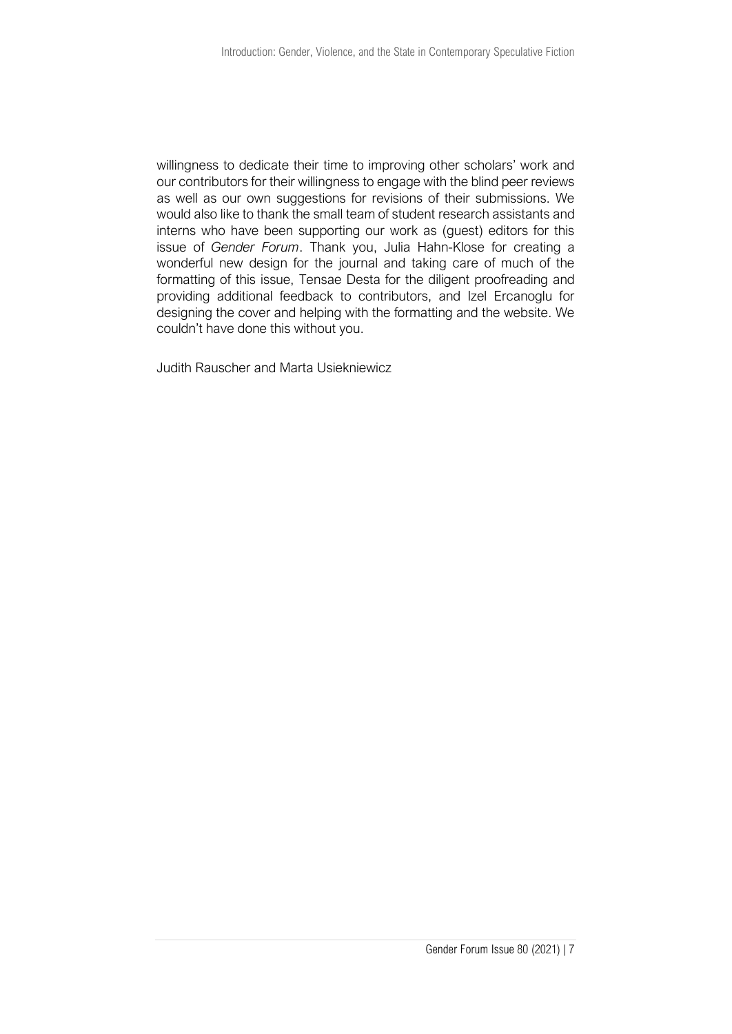willingness to dedicate their time to improving other scholars' work and our contributors for their willingness to engage with the blind peer reviews as well as our own suggestions for revisions of their submissions. We would also like to thank the small team of student research assistants and interns who have been supporting our work as (guest) editors for this issue of *Gender Forum*. Thank you, Julia Hahn-Klose for creating a wonderful new design for the journal and taking care of much of the formatting of this issue, Tensae Desta for the diligent proofreading and providing additional feedback to contributors, and Izel Ercanoglu for designing the cover and helping with the formatting and the website. We couldn't have done this without you.

Judith Rauscher and Marta Usiekniewicz